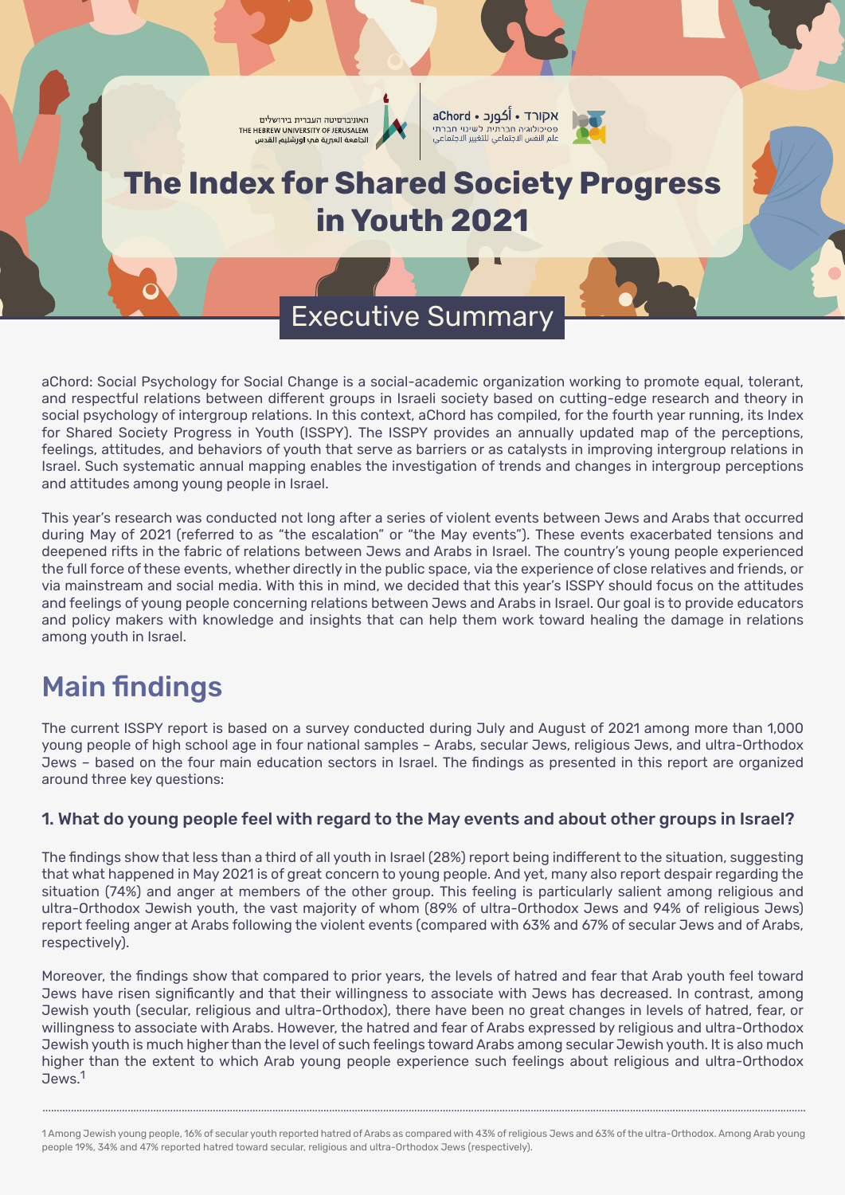האוניברסיטה העברית בירושלים
THE HEBREW UNIVERSITY OF JERUSALEM
الجامعة العبرية في اورشليم القدس

aChord • أكورد • אקורד
פסיכולוגיה חברתית לשינוי חברתי
علم النفس الاجتماعي للتغيير الاجتماعي

# The Index for Shared Society Progress in Youth 2021

## Executive Summary

aChord: Social Psychology for Social Change is a social-academic organization working to promote equal, tolerant, and respectful relations between different groups in Israeli society based on cutting-edge research and theory in social psychology of intergroup relations. In this context, aChord has compiled, for the fourth year running, its Index for Shared Society Progress in Youth (ISSPY). The ISSPY provides an annually updated map of the perceptions, feelings, attitudes, and behaviors of youth that serve as barriers or as catalysts in improving intergroup relations in Israel. Such systematic annual mapping enables the investigation of trends and changes in intergroup perceptions and attitudes among young people in Israel.

This year's research was conducted not long after a series of violent events between Jews and Arabs that occurred during May of 2021 (referred to as "the escalation" or "the May events"). These events exacerbated tensions and deepened rifts in the fabric of relations between Jews and Arabs in Israel. The country's young people experienced the full force of these events, whether directly in the public space, via the experience of close relatives and friends, or via mainstream and social media. With this in mind, we decided that this year's ISSPY should focus on the attitudes and feelings of young people concerning relations between Jews and Arabs in Israel. Our goal is to provide educators and policy makers with knowledge and insights that can help them work toward healing the damage in relations among youth in Israel.

## Main findings

The current ISSPY report is based on a survey conducted during July and August of 2021 among more than 1,000 young people of high school age in four national samples – Arabs, secular Jews, religious Jews, and ultra-Orthodox Jews – based on the four main education sectors in Israel. The findings as presented in this report are organized around three key questions:

### 1. What do young people feel with regard to the May events and about other groups in Israel?

The findings show that less than a third of all youth in Israel (28%) report being indifferent to the situation, suggesting that what happened in May 2021 is of great concern to young people. And yet, many also report despair regarding the situation (74%) and anger at members of the other group. This feeling is particularly salient among religious and ultra-Orthodox Jewish youth, the vast majority of whom (89% of ultra-Orthodox Jews and 94% of religious Jews) report feeling anger at Arabs following the violent events (compared with 63% and 67% of secular Jews and of Arabs, respectively).

Moreover, the findings show that compared to prior years, the levels of hatred and fear that Arab youth feel toward Jews have risen significantly and that their willingness to associate with Jews has decreased. In contrast, among Jewish youth (secular, religious and ultra-Orthodox), there have been no great changes in levels of hatred, fear, or willingness to associate with Arabs. However, the hatred and fear of Arabs expressed by religious and ultra-Orthodox Jewish youth is much higher than the level of such feelings toward Arabs among secular Jewish youth. It is also much higher than the extent to which Arab young people experience such feelings about religious and ultra-Orthodox Jews.[1]

---

1 Among Jewish young people, 16% of secular youth reported hatred of Arabs as compared with 43% of religious Jews and 63% of the ultra-Orthodox. Among Arab young people 19%, 34% and 47% reported hatred toward secular, religious and ultra-Orthodox Jews (respectively).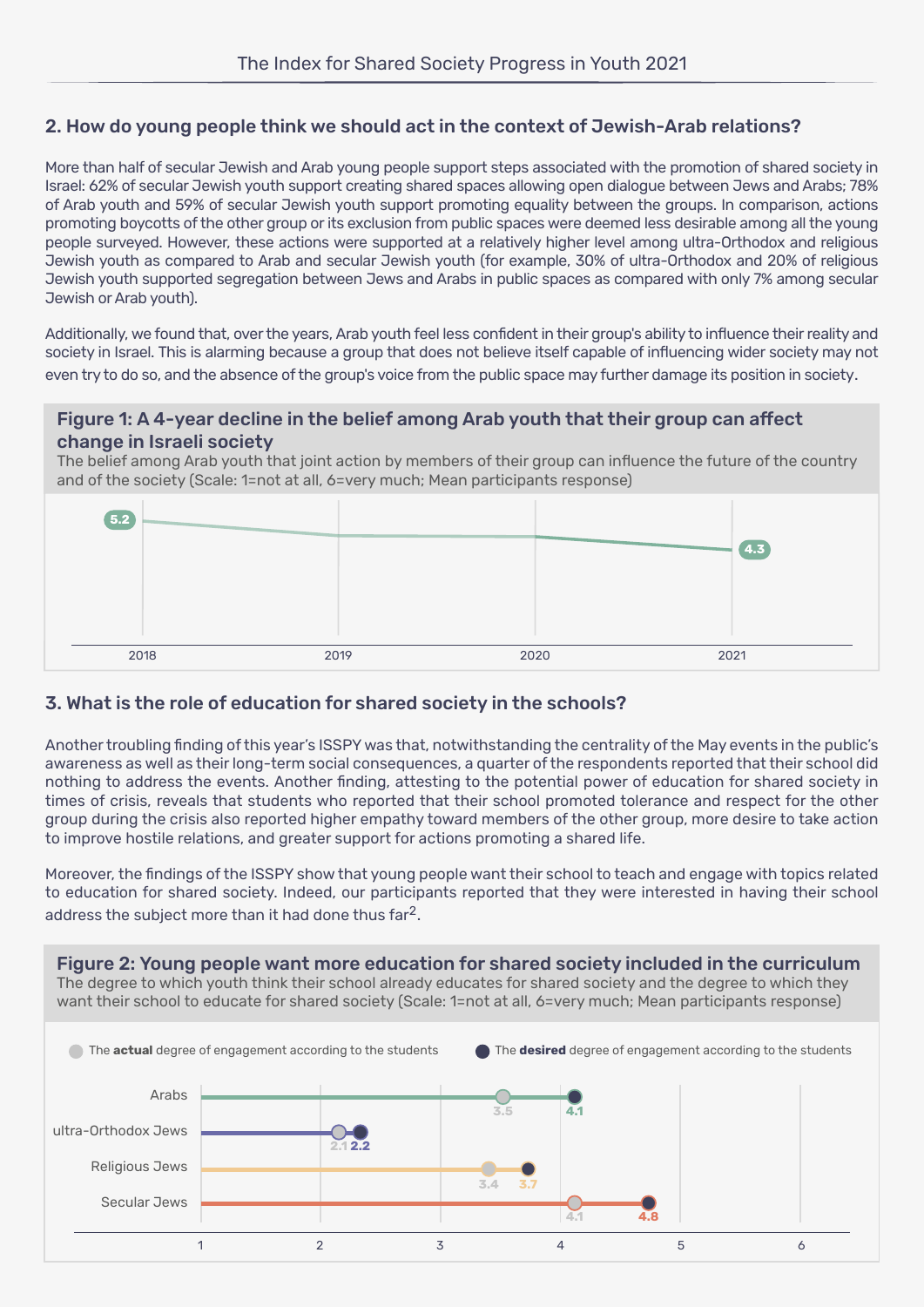## 2. How do young people think we should act in the context of Jewish-Arab relations?

More than half of secular Jewish and Arab young people support steps associated with the promotion of shared society in Israel: 62% of secular Jewish youth support creating shared spaces allowing open dialogue between Jews and Arabs; 78% of Arab youth and 59% of secular Jewish youth support promoting equality between the groups. In comparison, actions promoting boycotts of the other group or its exclusion from public spaces were deemed less desirable among all the young people surveyed. However, these actions were supported at a relatively higher level among ultra-Orthodox and religious Jewish youth as compared to Arab and secular Jewish youth (for example, 30% of ultra-Orthodox and 20% of religious Jewish youth supported segregation between Jews and Arabs in public spaces as compared with only 7% among secular Jewish or Arab youth).

Additionally, we found that, over the years, Arab youth feel less confident in their group's ability to influence their reality and society in Israel. This is alarming because a group that does not believe itself capable of influencing wider society may not even try to do so, and the absence of the group's voice from the public space may further damage its position in society.

**Figure 1: A 4-year decline in the belief among Arab youth that their group can affect change in Israeli society**

The belief among Arab youth that joint action by members of their group can influence the future of the country and of the society (Scale: 1=not at all, 6=very much; Mean participants response)

| Year | Mean |
|---|---|
| 2018 | 5.2 |
| 2019 | |
| 2020 | |
| 2021 | 4.3 |

## 3. What is the role of education for shared society in the schools?

Another troubling finding of this year's ISSPY was that, notwithstanding the centrality of the May events in the public's awareness as well as their long-term social consequences, a quarter of the respondents reported that their school did nothing to address the events. Another finding, attesting to the potential power of education for shared society in times of crisis, reveals that students who reported that their school promoted tolerance and respect for the other group during the crisis also reported higher empathy toward members of the other group, more desire to take action to improve hostile relations, and greater support for actions promoting a shared life.

Moreover, the findings of the ISSPY show that young people want their school to teach and engage with topics related to education for shared society. Indeed, our participants reported that they were interested in having their school address the subject more than it had done thus far[2].

**Figure 2: Young people want more education for shared society included in the curriculum**

The degree to which youth think their school already educates for shared society and the degree to which they want their school to educate for shared society (Scale: 1=not at all, 6=very much; Mean participants response)

| Group | The **actual** degree of engagement according to the students | The **desired** degree of engagement according to the students |
|---|---|---|
| Arabs | 3.5 | 4.1 |
| ultra-Orthodox Jews | 2.1 | 2.2 |
| Religious Jews | 3.4 | 3.7 |
| Secular Jews | 4.1 | 4.8 |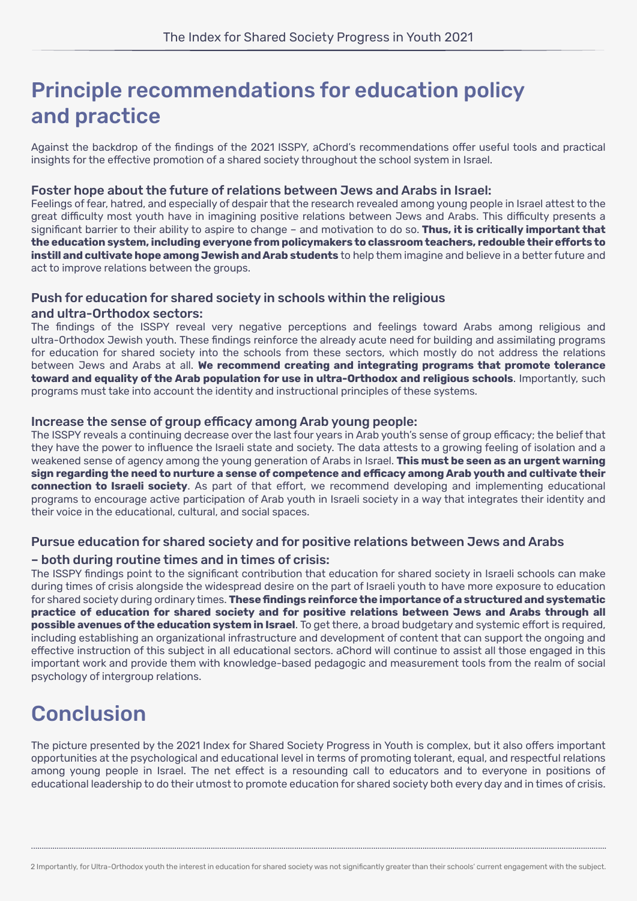# Principle recommendations for education policy and practice

Against the backdrop of the findings of the 2021 ISSPY, aChord's recommendations offer useful tools and practical insights for the effective promotion of a shared society throughout the school system in Israel.

### Foster hope about the future of relations between Jews and Arabs in Israel:

Feelings of fear, hatred, and especially of despair that the research revealed among young people in Israel attest to the great difficulty most youth have in imagining positive relations between Jews and Arabs. This difficulty presents a significant barrier to their ability to aspire to change – and motivation to do so. **Thus, it is critically important that the education system, including everyone from policymakers to classroom teachers, redouble their efforts to instill and cultivate hope among Jewish and Arab students** to help them imagine and believe in a better future and act to improve relations between the groups.

### Push for education for shared society in schools within the religious and ultra-Orthodox sectors:

The findings of the ISSPY reveal very negative perceptions and feelings toward Arabs among religious and ultra-Orthodox Jewish youth. These findings reinforce the already acute need for building and assimilating programs for education for shared society into the schools from these sectors, which mostly do not address the relations between Jews and Arabs at all. **We recommend creating and integrating programs that promote tolerance toward and equality of the Arab population for use in ultra-Orthodox and religious schools**. Importantly, such programs must take into account the identity and instructional principles of these systems.

### Increase the sense of group efficacy among Arab young people:

The ISSPY reveals a continuing decrease over the last four years in Arab youth's sense of group efficacy; the belief that they have the power to influence the Israeli state and society. The data attests to a growing feeling of isolation and a weakened sense of agency among the young generation of Arabs in Israel. **This must be seen as an urgent warning sign regarding the need to nurture a sense of competence and efficacy among Arab youth and cultivate their connection to Israeli society**. As part of that effort, we recommend developing and implementing educational programs to encourage active participation of Arab youth in Israeli society in a way that integrates their identity and their voice in the educational, cultural, and social spaces.

### Pursue education for shared society and for positive relations between Jews and Arabs – both during routine times and in times of crisis:

The ISSPY findings point to the significant contribution that education for shared society in Israeli schools can make during times of crisis alongside the widespread desire on the part of Israeli youth to have more exposure to education for shared society during ordinary times. **These findings reinforce the importance of a structured and systematic practice of education for shared society and for positive relations between Jews and Arabs through all possible avenues of the education system in Israel**. To get there, a broad budgetary and systemic effort is required, including establishing an organizational infrastructure and development of content that can support the ongoing and effective instruction of this subject in all educational sectors. aChord will continue to assist all those engaged in this important work and provide them with knowledge-based pedagogic and measurement tools from the realm of social psychology of intergroup relations.

# Conclusion

The picture presented by the 2021 Index for Shared Society Progress in Youth is complex, but it also offers important opportunities at the psychological and educational level in terms of promoting tolerant, equal, and respectful relations among young people in Israel. The net effect is a resounding call to educators and to everyone in positions of educational leadership to do their utmost to promote education for shared society both every day and in times of crisis.

---

2 Importantly, for Ultra-Orthodox youth the interest in education for shared society was not significantly greater than their schools' current engagement with the subject.